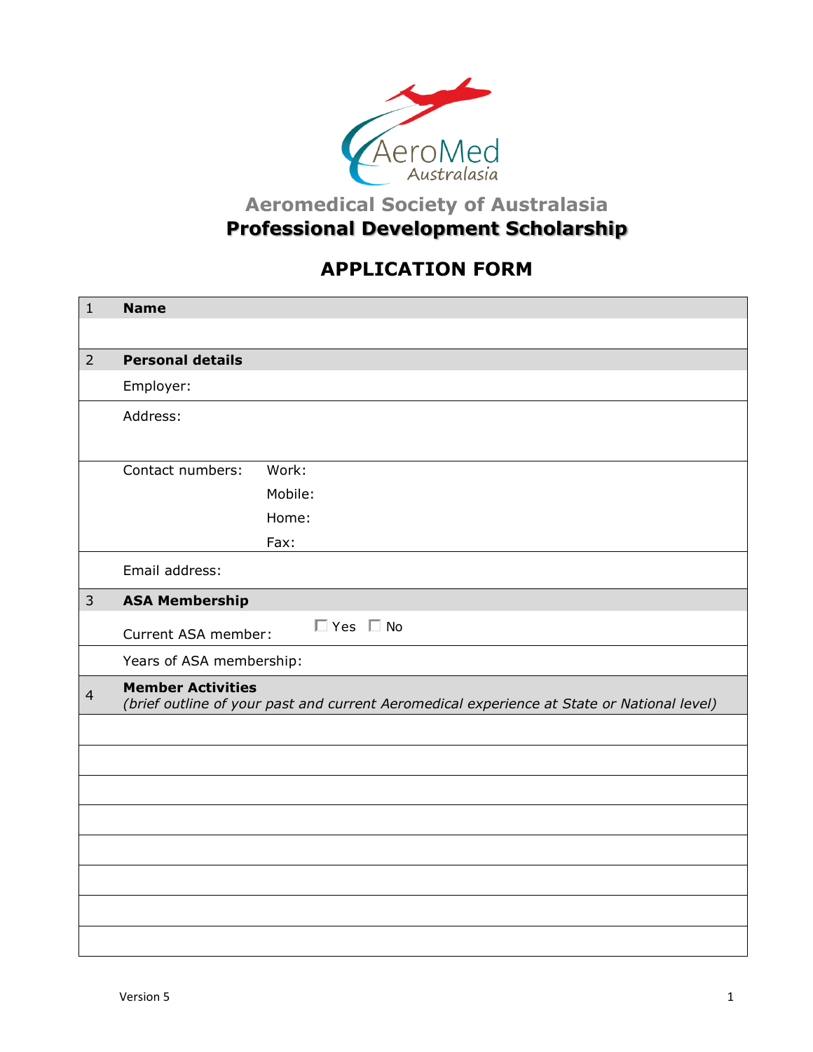AeroMed Australasia

## Aeromedical Society of Australasia

# Professional Development Scholarship

## APPLICATION FORM

| | |
|---|---|
| 1 | **Name** |
| | |
| 2 | **Personal details** |
| | Employer: |
| | Address: |
| | Contact numbers: Work: <br> Mobile: <br> Home: <br> Fax: |
| | Email address: |
| 3 | **ASA Membership** |
| | Current ASA member: ☐ Yes ☐ No |
| | Years of ASA membership: |
| 4 | **Member Activities** <br> *(brief outline of your past and current Aeromedical experience at State or National level)* |
| | |
| | |
| | |
| | |
| | |
| | |
| | |
| | |

Version 5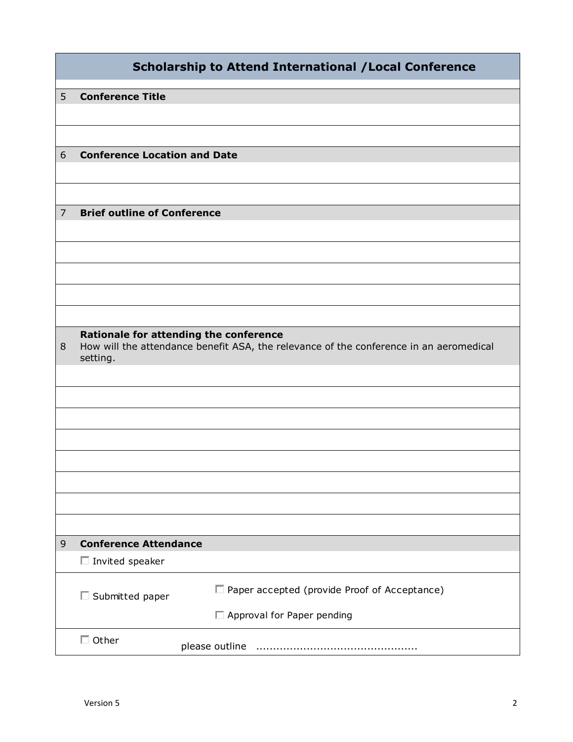## Scholarship to Attend International /Local Conference

**5 Conference Title**

**6 Conference Location and Date**

**7 Brief outline of Conference**

**8 Rationale for attending the conference**

How will the attendance benefit ASA, the relevance of the conference in an aeromedical setting.

**9 Conference Attendance**

☐ Invited speaker

☐ Submitted paper
- ☐ Paper accepted (provide Proof of Acceptance)
- ☐ Approval for Paper pending

☐ Other please outline ...............................................

Version 5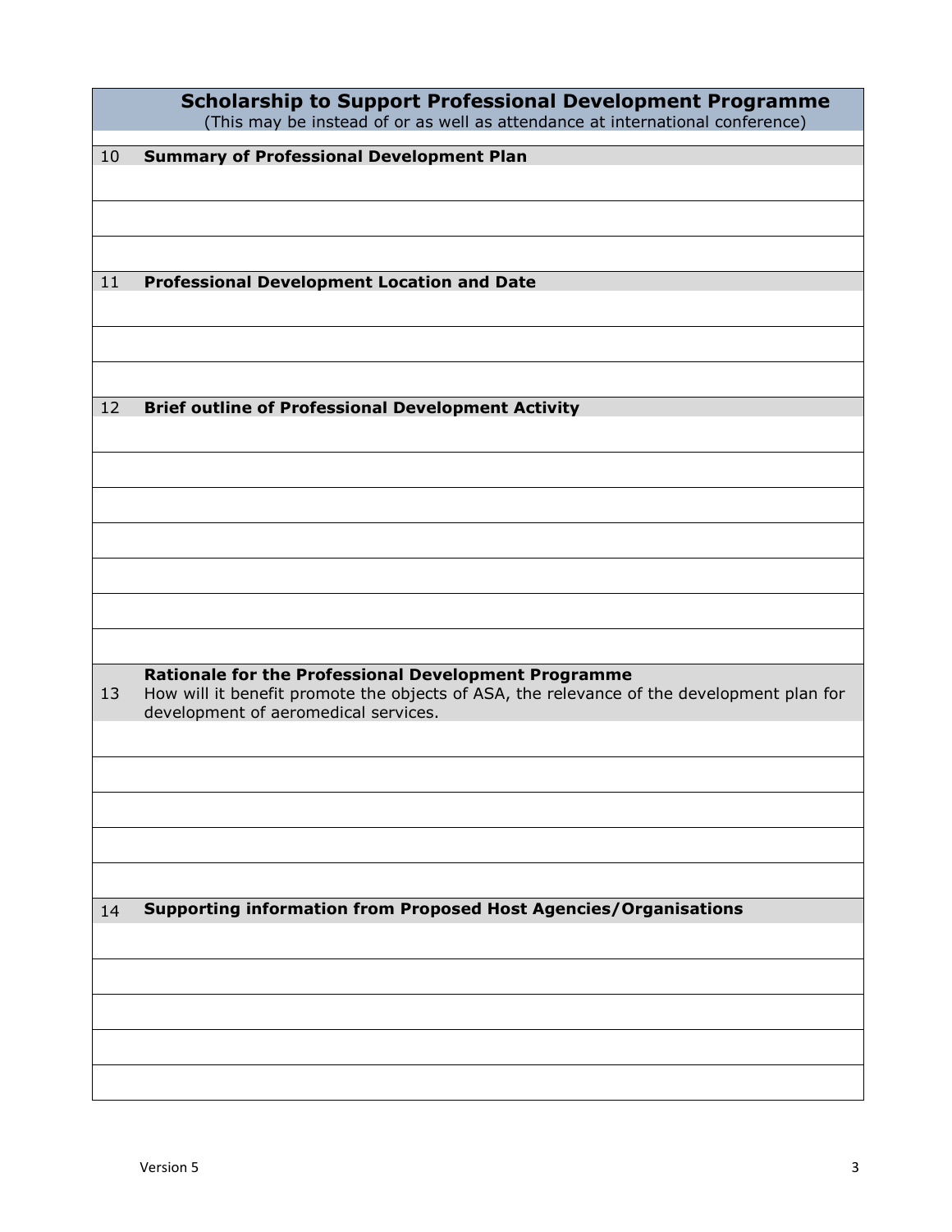## Scholarship to Support Professional Development Programme

(This may be instead of or as well as attendance at international conference)

| | |
|---|---|
| 10 | **Summary of Professional Development Plan** |
| | |
| | |
| | |
| 11 | **Professional Development Location and Date** |
| | |
| | |
| | |
| 12 | **Brief outline of Professional Development Activity** |
| | |
| | |
| | |
| | |
| | |
| | |
| | |
| 13 | **Rationale for the Professional Development Programme**<br>How will it benefit promote the objects of ASA, the relevance of the development plan for development of aeromedical services. |
| | |
| | |
| | |
| | |
| | |
| 14 | **Supporting information from Proposed Host Agencies/Organisations** |
| | |
| | |
| | |
| | |
| | |

Version 5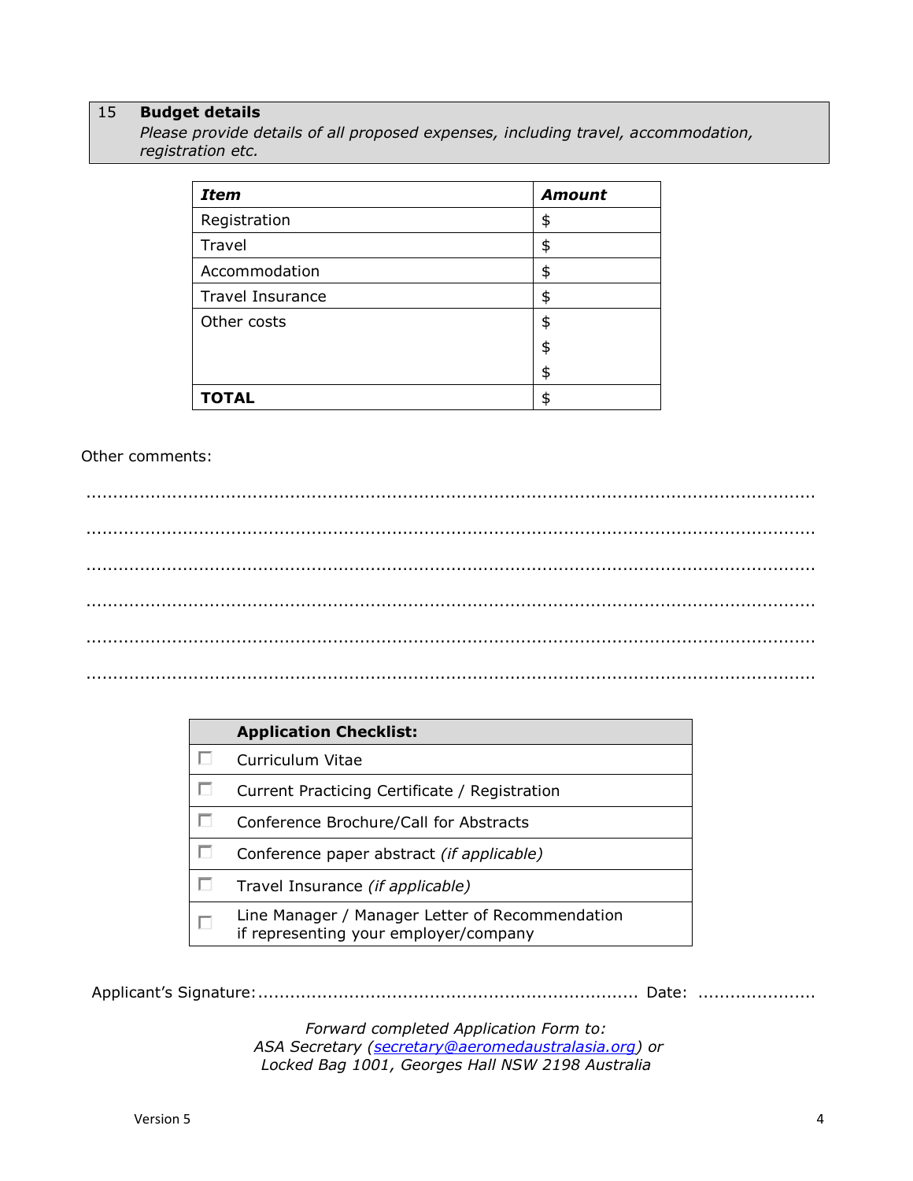| 15 | **Budget details** |
|---|---|
| | *Please provide details of all proposed expenses, including travel, accommodation, registration etc.* |

| ***Item*** | ***Amount*** |
|---|---|
| Registration | $ |
| Travel | $ |
| Accommodation | $ |
| Travel Insurance | $ |
| Other costs | $ |
| | $ |
| | $ |
| **TOTAL** | $ |

Other comments:

..............................................................................................................................

..............................................................................................................................

..............................................................................................................................

..............................................................................................................................

..............................................................................................................................

..............................................................................................................................

| | **Application Checklist:** |
|---|---|
| ☐ | Curriculum Vitae |
| ☐ | Current Practicing Certificate / Registration |
| ☐ | Conference Brochure/Call for Abstracts |
| ☐ | Conference paper abstract *(if applicable)* |
| ☐ | Travel Insurance *(if applicable)* |
| ☐ | Line Manager / Manager Letter of Recommendation if representing your employer/company |

Applicant's Signature:...................................................................... Date: ......................

*Forward completed Application Form to:*
*ASA Secretary ([secretary@aeromedaustralasia.org](mailto:secretary@aeromedaustralasia.org)) or*
*Locked Bag 1001, Georges Hall NSW 2198 Australia*

Version 5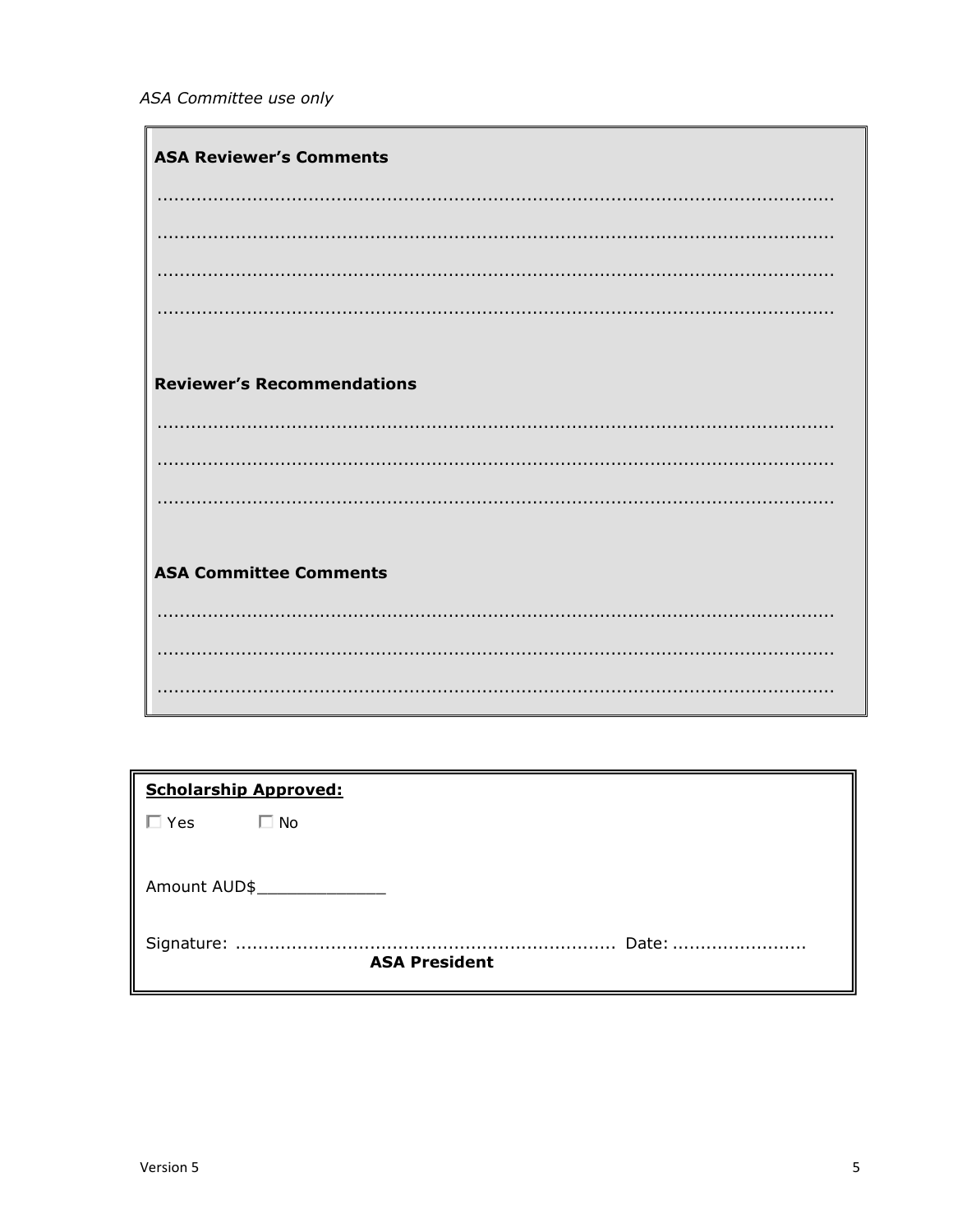*ASA Committee use only*

**ASA Reviewer's Comments**

.......................................................................................................................

.......................................................................................................................

.......................................................................................................................

.......................................................................................................................

**Reviewer's Recommendations**

.......................................................................................................................

.......................................................................................................................

.......................................................................................................................

**ASA Committee Comments**

.......................................................................................................................

.......................................................................................................................

.......................................................................................................................

**Scholarship Approved:**

☐ Yes ☐ No

Amount AUD$_____________

Signature: ................................................................... Date: .......................

**ASA President**

Version 5